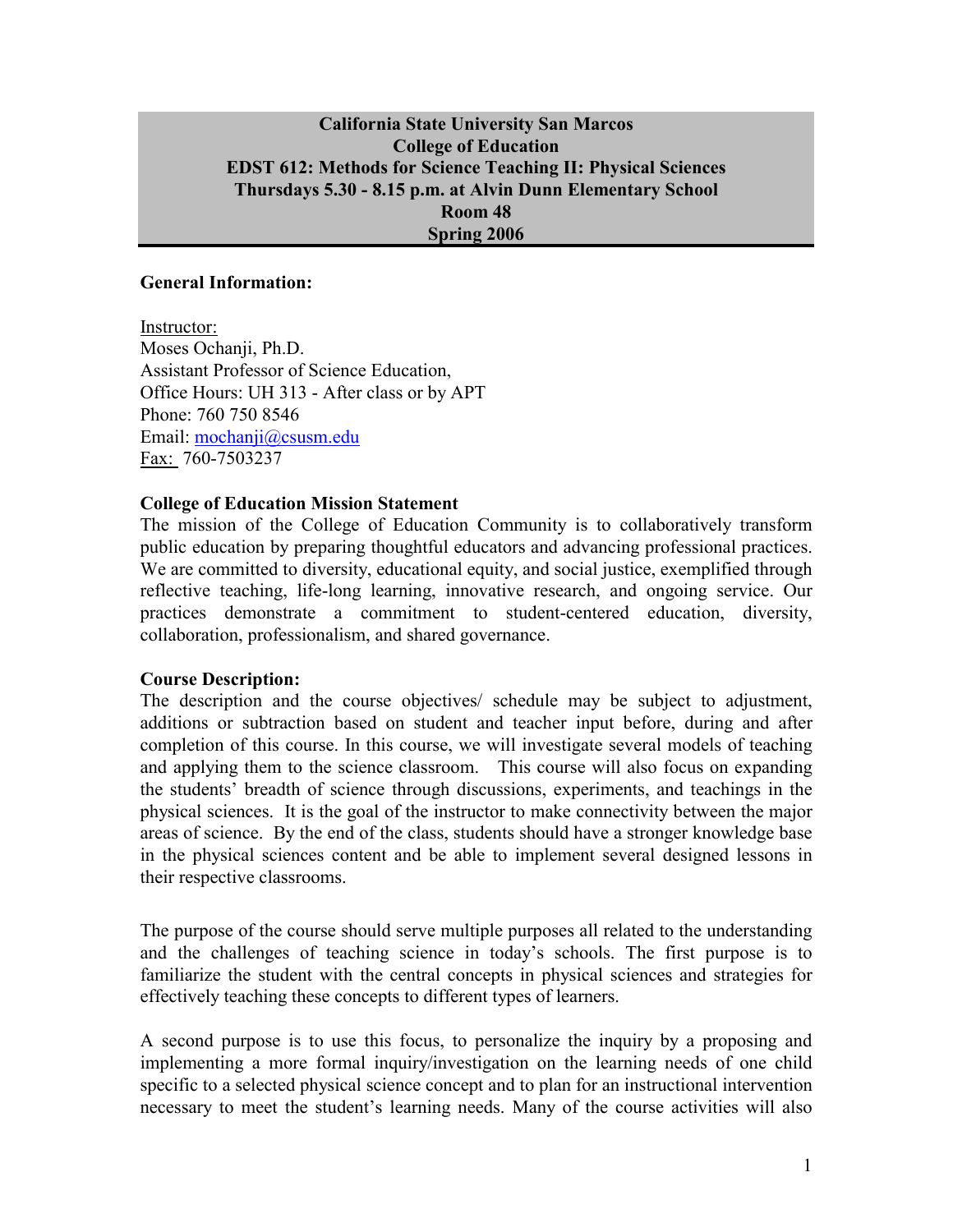**California State University San Marcos**
**College of Education**
**EDST 612: Methods for Science Teaching II: Physical Sciences**
**Thursdays 5.30 - 8.15 p.m. at Alvin Dunn Elementary School**
**Room 48**
**Spring 2006**

**General Information:**

Instructor:
Moses Ochanji, Ph.D.
Assistant Professor of Science Education,
Office Hours: UH 313 - After class or by APT
Phone: 760 750 8546
Email: mochanji@csusm.edu
Fax: 760-7503237

**College of Education Mission Statement**

The mission of the College of Education Community is to collaboratively transform public education by preparing thoughtful educators and advancing professional practices. We are committed to diversity, educational equity, and social justice, exemplified through reflective teaching, life-long learning, innovative research, and ongoing service. Our practices demonstrate a commitment to student-centered education, diversity, collaboration, professionalism, and shared governance.

**Course Description:**

The description and the course objectives/ schedule may be subject to adjustment, additions or subtraction based on student and teacher input before, during and after completion of this course. In this course, we will investigate several models of teaching and applying them to the science classroom. This course will also focus on expanding the students' breadth of science through discussions, experiments, and teachings in the physical sciences. It is the goal of the instructor to make connectivity between the major areas of science. By the end of the class, students should have a stronger knowledge base in the physical sciences content and be able to implement several designed lessons in their respective classrooms.

The purpose of the course should serve multiple purposes all related to the understanding and the challenges of teaching science in today's schools. The first purpose is to familiarize the student with the central concepts in physical sciences and strategies for effectively teaching these concepts to different types of learners.

A second purpose is to use this focus, to personalize the inquiry by a proposing and implementing a more formal inquiry/investigation on the learning needs of one child specific to a selected physical science concept and to plan for an instructional intervention necessary to meet the student's learning needs. Many of the course activities will also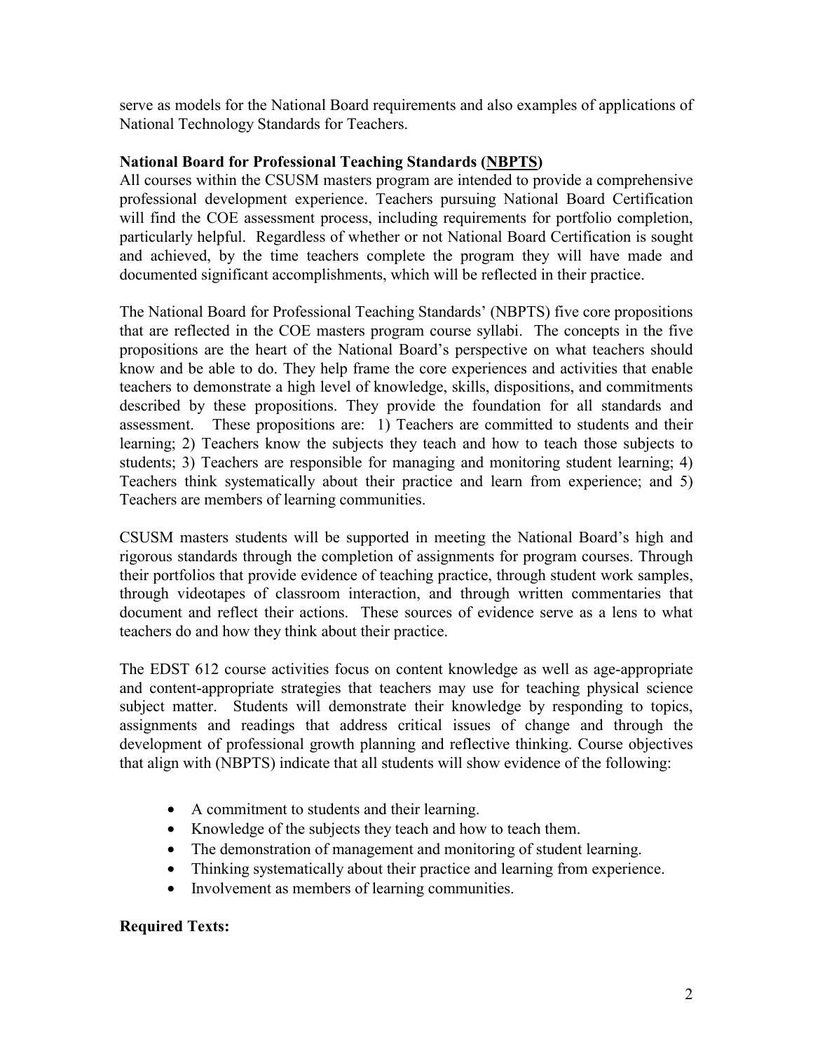serve as models for the National Board requirements and also examples of applications of National Technology Standards for Teachers.

**National Board for Professional Teaching Standards (NBPTS)**

All courses within the CSUSM masters program are intended to provide a comprehensive professional development experience. Teachers pursuing National Board Certification will find the COE assessment process, including requirements for portfolio completion, particularly helpful. Regardless of whether or not National Board Certification is sought and achieved, by the time teachers complete the program they will have made and documented significant accomplishments, which will be reflected in their practice.

The National Board for Professional Teaching Standards' (NBPTS) five core propositions that are reflected in the COE masters program course syllabi. The concepts in the five propositions are the heart of the National Board's perspective on what teachers should know and be able to do. They help frame the core experiences and activities that enable teachers to demonstrate a high level of knowledge, skills, dispositions, and commitments described by these propositions. They provide the foundation for all standards and assessment. These propositions are: 1) Teachers are committed to students and their learning; 2) Teachers know the subjects they teach and how to teach those subjects to students; 3) Teachers are responsible for managing and monitoring student learning; 4) Teachers think systematically about their practice and learn from experience; and 5) Teachers are members of learning communities.

CSUSM masters students will be supported in meeting the National Board's high and rigorous standards through the completion of assignments for program courses. Through their portfolios that provide evidence of teaching practice, through student work samples, through videotapes of classroom interaction, and through written commentaries that document and reflect their actions. These sources of evidence serve as a lens to what teachers do and how they think about their practice.

The EDST 612 course activities focus on content knowledge as well as age-appropriate and content-appropriate strategies that teachers may use for teaching physical science subject matter. Students will demonstrate their knowledge by responding to topics, assignments and readings that address critical issues of change and through the development of professional growth planning and reflective thinking. Course objectives that align with (NBPTS) indicate that all students will show evidence of the following:

- A commitment to students and their learning.
- Knowledge of the subjects they teach and how to teach them.
- The demonstration of management and monitoring of student learning.
- Thinking systematically about their practice and learning from experience.
- Involvement as members of learning communities.

**Required Texts:**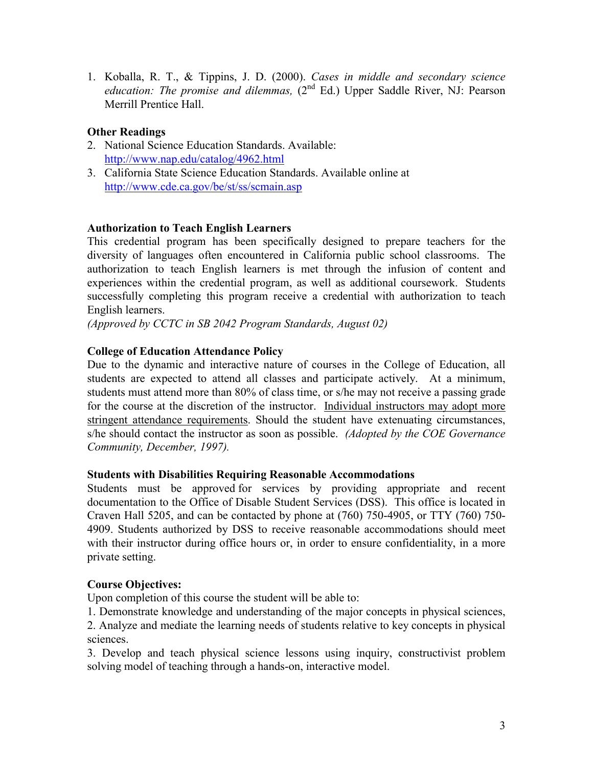1. Koballa, R. T., & Tippins, J. D. (2000). *Cases in middle and secondary science education: The promise and dilemmas,* (2nd Ed.) Upper Saddle River, NJ: Pearson Merrill Prentice Hall.

**Other Readings**

2. National Science Education Standards. Available: http://www.nap.edu/catalog/4962.html
3. California State Science Education Standards. Available online at http://www.cde.ca.gov/be/st/ss/scmain.asp

**Authorization to Teach English Learners**

This credential program has been specifically designed to prepare teachers for the diversity of languages often encountered in California public school classrooms. The authorization to teach English learners is met through the infusion of content and experiences within the credential program, as well as additional coursework. Students successfully completing this program receive a credential with authorization to teach English learners.
*(Approved by CCTC in SB 2042 Program Standards, August 02)*

**College of Education Attendance Policy**

Due to the dynamic and interactive nature of courses in the College of Education, all students are expected to attend all classes and participate actively. At a minimum, students must attend more than 80% of class time, or s/he may not receive a passing grade for the course at the discretion of the instructor. Individual instructors may adopt more stringent attendance requirements. Should the student have extenuating circumstances, s/he should contact the instructor as soon as possible. *(Adopted by the COE Governance Community, December, 1997).*

**Students with Disabilities Requiring Reasonable Accommodations**

Students must be approved for services by providing appropriate and recent documentation to the Office of Disable Student Services (DSS). This office is located in Craven Hall 5205, and can be contacted by phone at (760) 750-4905, or TTY (760) 750-4909. Students authorized by DSS to receive reasonable accommodations should meet with their instructor during office hours or, in order to ensure confidentiality, in a more private setting.

**Course Objectives:**

Upon completion of this course the student will be able to:

1. Demonstrate knowledge and understanding of the major concepts in physical sciences,
2. Analyze and mediate the learning needs of students relative to key concepts in physical sciences.
3. Develop and teach physical science lessons using inquiry, constructivist problem solving model of teaching through a hands-on, interactive model.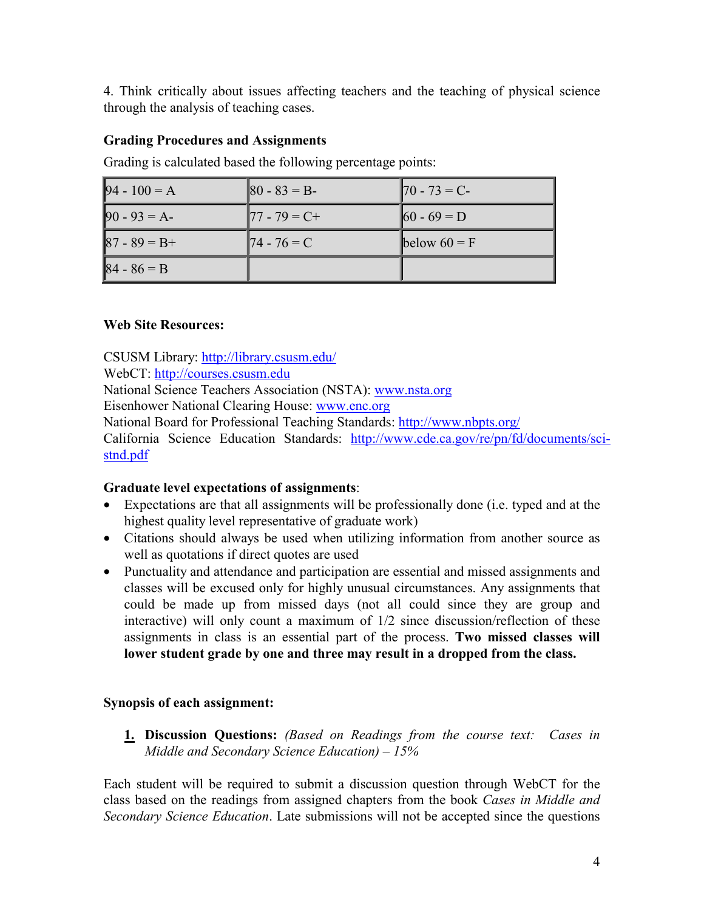4. Think critically about issues affecting teachers and the teaching of physical science through the analysis of teaching cases.

**Grading Procedures and Assignments**

Grading is calculated based the following percentage points:

| | | |
|---|---|---|
| 94 - 100 = A | 80 - 83 = B- | 70 - 73 = C- |
| 90 - 93 = A- | 77 - 79 = C+ | 60 - 69 = D |
| 87 - 89 = B+ | 74 - 76 = C | below 60 = F |
| 84 - 86 = B | | |

**Web Site Resources:**

CSUSM Library: http://library.csusm.edu/
WebCT: http://courses.csusm.edu
National Science Teachers Association (NSTA): www.nsta.org
Eisenhower National Clearing House: www.enc.org
National Board for Professional Teaching Standards: http://www.nbpts.org/
California Science Education Standards: http://www.cde.ca.gov/re/pn/fd/documents/sci-stnd.pdf

**Graduate level expectations of assignments**:

- Expectations are that all assignments will be professionally done (i.e. typed and at the highest quality level representative of graduate work)
- Citations should always be used when utilizing information from another source as well as quotations if direct quotes are used
- Punctuality and attendance and participation are essential and missed assignments and classes will be excused only for highly unusual circumstances. Any assignments that could be made up from missed days (not all could since they are group and interactive) will only count a maximum of 1/2 since discussion/reflection of these assignments in class is an essential part of the process. **Two missed classes will lower student grade by one and three may result in a dropped from the class.**

**Synopsis of each assignment:**

1. **Discussion Questions:** *(Based on Readings from the course text: Cases in Middle and Secondary Science Education) – 15%*

Each student will be required to submit a discussion question through WebCT for the class based on the readings from assigned chapters from the book *Cases in Middle and Secondary Science Education*. Late submissions will not be accepted since the questions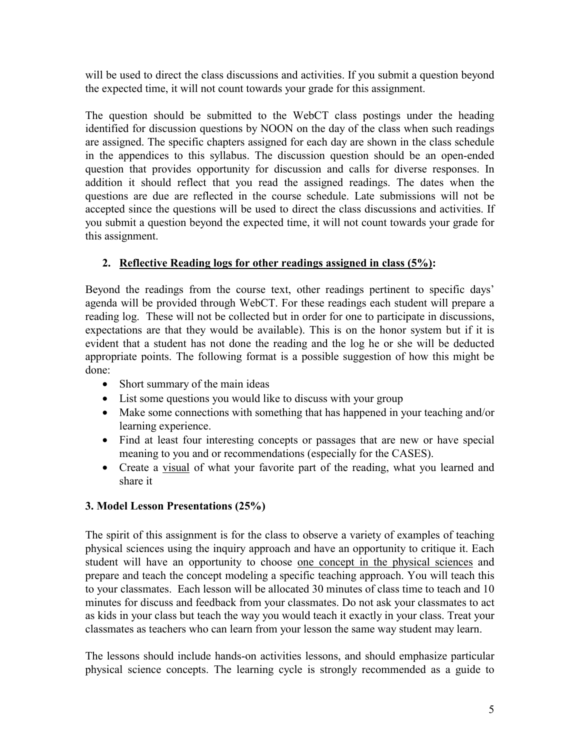will be used to direct the class discussions and activities. If you submit a question beyond the expected time, it will not count towards your grade for this assignment.

The question should be submitted to the WebCT class postings under the heading identified for discussion questions by NOON on the day of the class when such readings are assigned. The specific chapters assigned for each day are shown in the class schedule in the appendices to this syllabus. The discussion question should be an open-ended question that provides opportunity for discussion and calls for diverse responses. In addition it should reflect that you read the assigned readings. The dates when the questions are due are reflected in the course schedule. Late submissions will not be accepted since the questions will be used to direct the class discussions and activities. If you submit a question beyond the expected time, it will not count towards your grade for this assignment.

2. **Reflective Reading logs for other readings assigned in class (5%):**

Beyond the readings from the course text, other readings pertinent to specific days' agenda will be provided through WebCT. For these readings each student will prepare a reading log. These will not be collected but in order for one to participate in discussions, expectations are that they would be available). This is on the honor system but if it is evident that a student has not done the reading and the log he or she will be deducted appropriate points. The following format is a possible suggestion of how this might be done:

- Short summary of the main ideas
- List some questions you would like to discuss with your group
- Make some connections with something that has happened in your teaching and/or learning experience.
- Find at least four interesting concepts or passages that are new or have special meaning to you and or recommendations (especially for the CASES).
- Create a visual of what your favorite part of the reading, what you learned and share it

**3. Model Lesson Presentations (25%)**

The spirit of this assignment is for the class to observe a variety of examples of teaching physical sciences using the inquiry approach and have an opportunity to critique it. Each student will have an opportunity to choose one concept in the physical sciences and prepare and teach the concept modeling a specific teaching approach. You will teach this to your classmates. Each lesson will be allocated 30 minutes of class time to teach and 10 minutes for discuss and feedback from your classmates. Do not ask your classmates to act as kids in your class but teach the way you would teach it exactly in your class. Treat your classmates as teachers who can learn from your lesson the same way student may learn.

The lessons should include hands-on activities lessons, and should emphasize particular physical science concepts. The learning cycle is strongly recommended as a guide to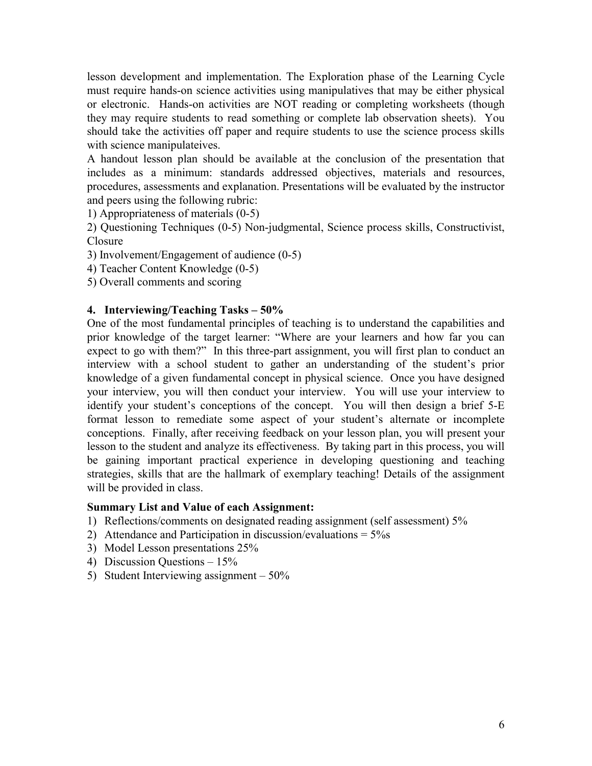lesson development and implementation. The Exploration phase of the Learning Cycle must require hands-on science activities using manipulatives that may be either physical or electronic. Hands-on activities are NOT reading or completing worksheets (though they may require students to read something or complete lab observation sheets). You should take the activities off paper and require students to use the science process skills with science manipulateives.

A handout lesson plan should be available at the conclusion of the presentation that includes as a minimum: standards addressed objectives, materials and resources, procedures, assessments and explanation. Presentations will be evaluated by the instructor and peers using the following rubric:

1) Appropriateness of materials (0-5)
2) Questioning Techniques (0-5) Non-judgmental, Science process skills, Constructivist, Closure
3) Involvement/Engagement of audience (0-5)
4) Teacher Content Knowledge (0-5)
5) Overall comments and scoring

**4. Interviewing/Teaching Tasks – 50%**

One of the most fundamental principles of teaching is to understand the capabilities and prior knowledge of the target learner: "Where are your learners and how far you can expect to go with them?" In this three-part assignment, you will first plan to conduct an interview with a school student to gather an understanding of the student's prior knowledge of a given fundamental concept in physical science. Once you have designed your interview, you will then conduct your interview. You will use your interview to identify your student's conceptions of the concept. You will then design a brief 5-E format lesson to remediate some aspect of your student's alternate or incomplete conceptions. Finally, after receiving feedback on your lesson plan, you will present your lesson to the student and analyze its effectiveness. By taking part in this process, you will be gaining important practical experience in developing questioning and teaching strategies, skills that are the hallmark of exemplary teaching! Details of the assignment will be provided in class.

**Summary List and Value of each Assignment:**

1) Reflections/comments on designated reading assignment (self assessment) 5%
2) Attendance and Participation in discussion/evaluations = 5%s
3) Model Lesson presentations 25%
4) Discussion Questions – 15%
5) Student Interviewing assignment – 50%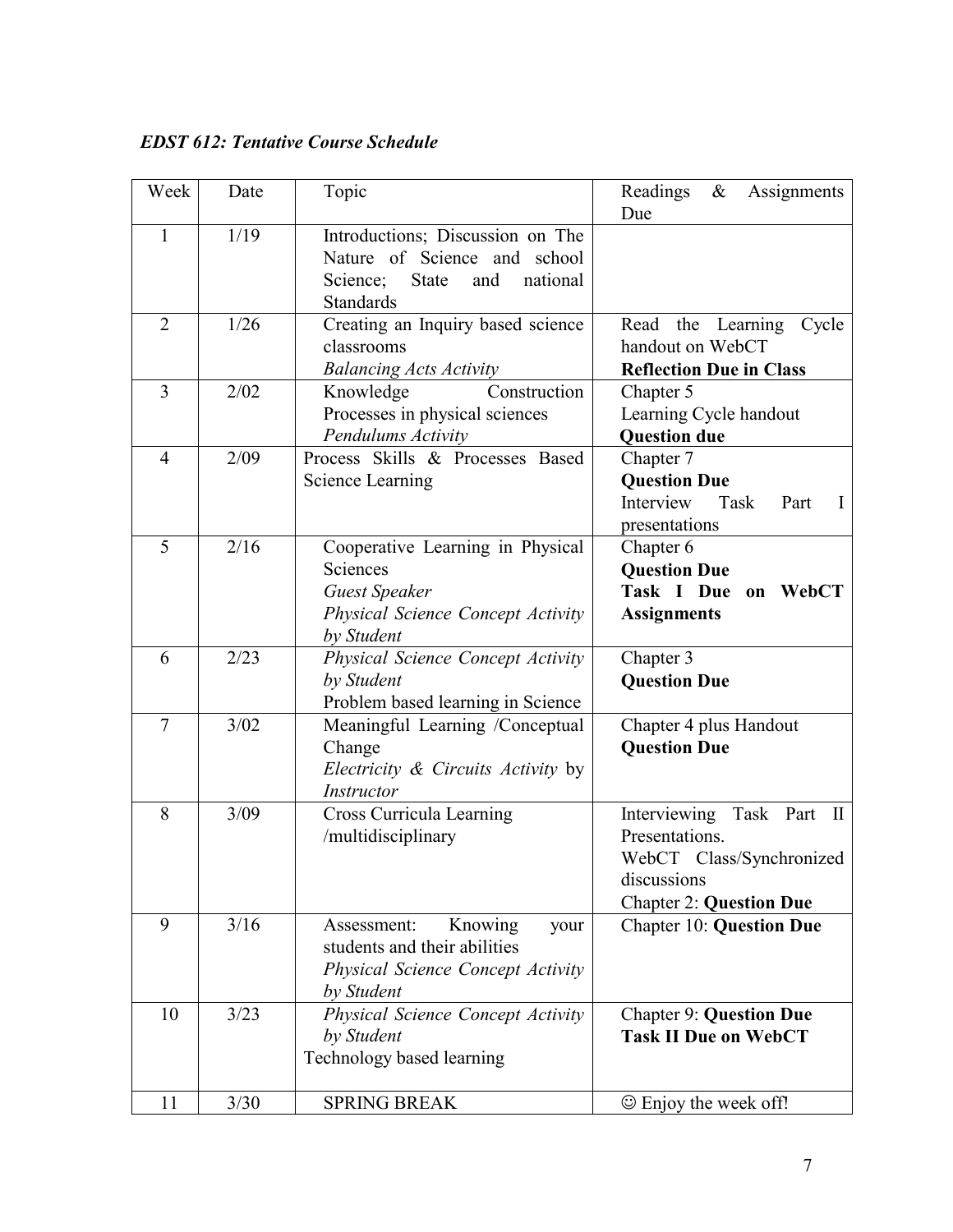*EDST 612: Tentative Course Schedule*

| Week | Date | Topic | Readings & Assignments Due |
|---|---|---|---|
| 1 | 1/19 | Introductions; Discussion on The Nature of Science and school Science; State and national Standards | |
| 2 | 1/26 | Creating an Inquiry based science classrooms<br>*Balancing Acts Activity* | Read the Learning Cycle handout on WebCT<br>**Reflection Due in Class** |
| 3 | 2/02 | Knowledge Construction Processes in physical sciences<br>*Pendulums Activity* | Chapter 5<br>Learning Cycle handout<br>**Question due** |
| 4 | 2/09 | Process Skills & Processes Based Science Learning | Chapter 7<br>**Question Due**<br>Interview Task Part I presentations |
| 5 | 2/16 | Cooperative Learning in Physical Sciences<br>*Guest Speaker*<br>*Physical Science Concept Activity by Student* | Chapter 6<br>**Question Due**<br>**Task I Due on WebCT Assignments** |
| 6 | 2/23 | *Physical Science Concept Activity by Student*<br>Problem based learning in Science | Chapter 3<br>**Question Due** |
| 7 | 3/02 | Meaningful Learning /Conceptual Change<br>*Electricity & Circuits Activity* by *Instructor* | Chapter 4 plus Handout<br>**Question Due** |
| 8 | 3/09 | Cross Curricula Learning /multidisciplinary | Interviewing Task Part II Presentations.<br>WebCT Class/Synchronized discussions<br>Chapter 2: **Question Due** |
| 9 | 3/16 | Assessment: Knowing your students and their abilities<br>*Physical Science Concept Activity by Student* | Chapter 10: **Question Due** |
| 10 | 3/23 | *Physical Science Concept Activity by Student*<br>Technology based learning | Chapter 9: **Question Due**<br>**Task II Due on WebCT** |
| 11 | 3/30 | SPRING BREAK | ☺ Enjoy the week off! |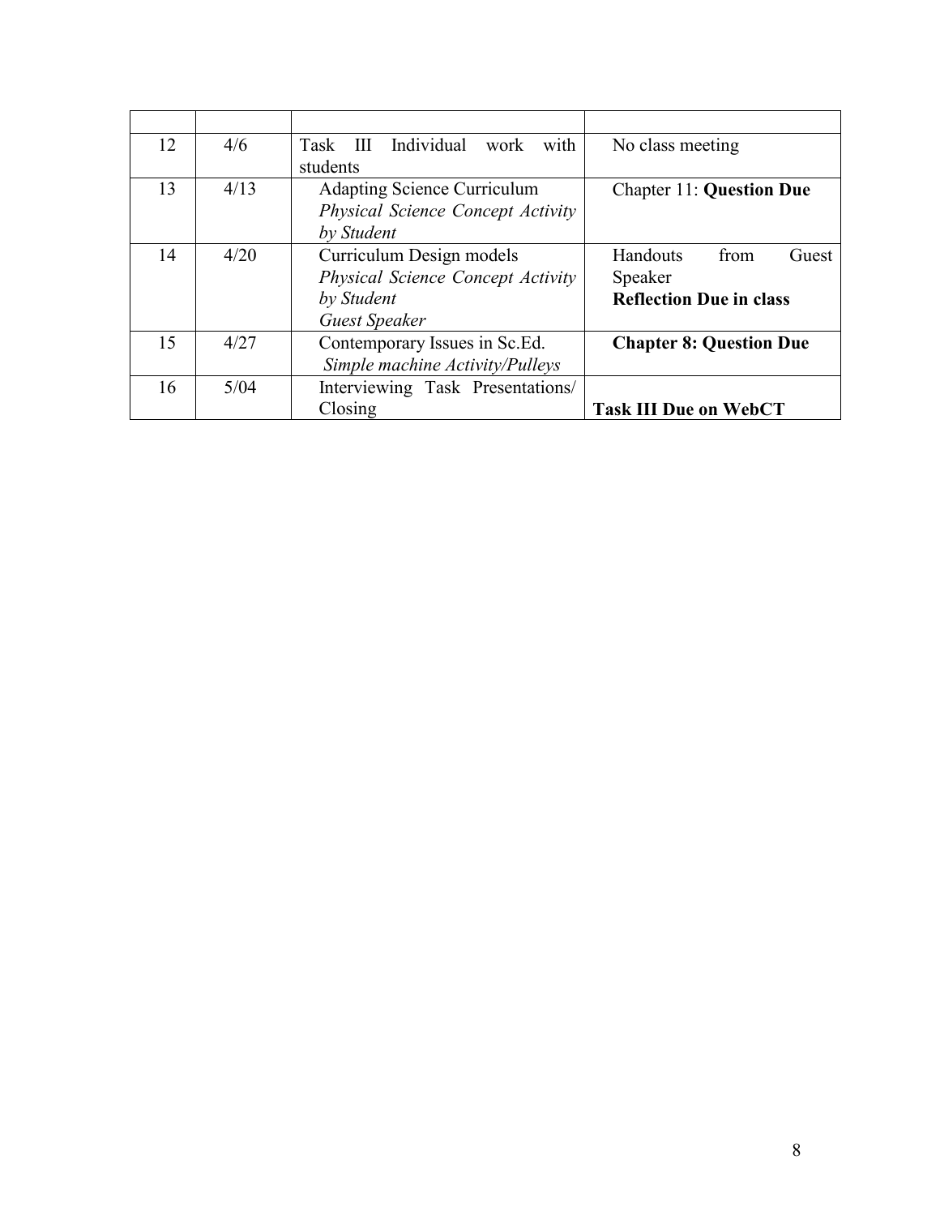| | | | |
|---|---|---|---|
| 12 | 4/6 | Task III Individual work with students | No class meeting |
| 13 | 4/13 | Adapting Science Curriculum<br>*Physical Science Concept Activity by Student* | Chapter 11: **Question Due** |
| 14 | 4/20 | Curriculum Design models<br>*Physical Science Concept Activity by Student*<br>*Guest Speaker* | Handouts from Guest Speaker<br>**Reflection Due in class** |
| 15 | 4/27 | Contemporary Issues in Sc.Ed.<br>*Simple machine Activity/Pulleys* | **Chapter 8: Question Due** |
| 16 | 5/04 | Interviewing Task Presentations/ Closing | **Task III Due on WebCT** |